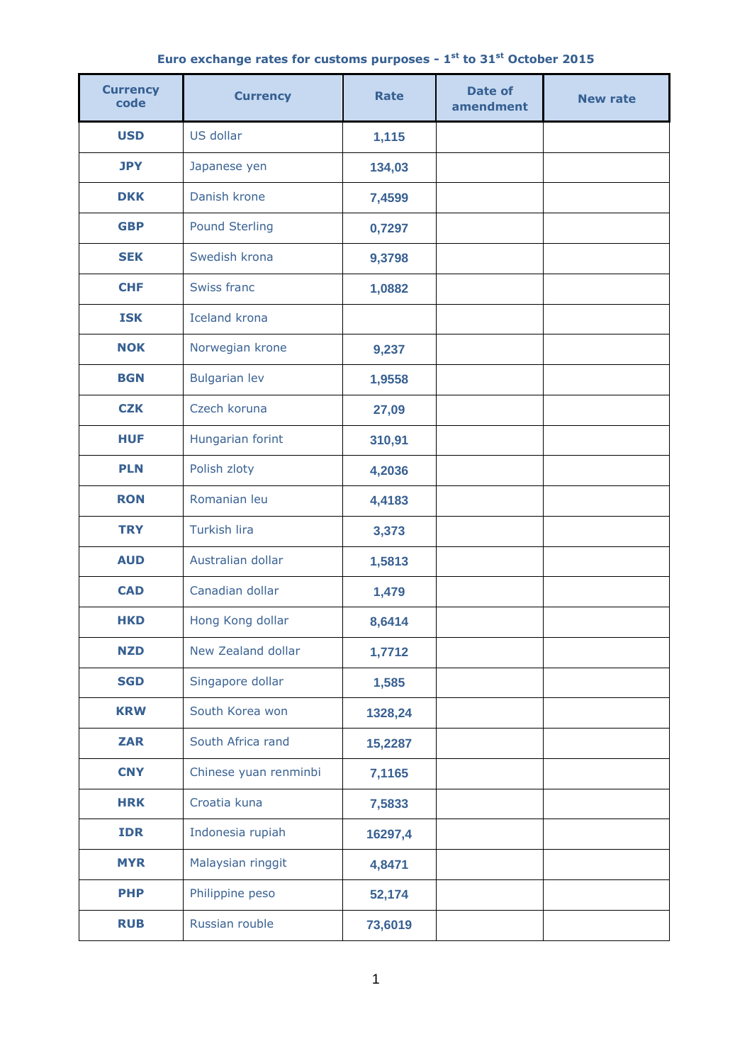# Euro exchange rates for customs purposes - 1st to 31st October 2015

| Currency code | Currency | Rate | Date of amendment | New rate |
|---|---|---|---|---|
| USD | US dollar | 1,115 | | |
| JPY | Japanese yen | 134,03 | | |
| DKK | Danish krone | 7,4599 | | |
| GBP | Pound Sterling | 0,7297 | | |
| SEK | Swedish krona | 9,3798 | | |
| CHF | Swiss franc | 1,0882 | | |
| ISK | Iceland krona | | | |
| NOK | Norwegian krone | 9,237 | | |
| BGN | Bulgarian lev | 1,9558 | | |
| CZK | Czech koruna | 27,09 | | |
| HUF | Hungarian forint | 310,91 | | |
| PLN | Polish zloty | 4,2036 | | |
| RON | Romanian leu | 4,4183 | | |
| TRY | Turkish lira | 3,373 | | |
| AUD | Australian dollar | 1,5813 | | |
| CAD | Canadian dollar | 1,479 | | |
| HKD | Hong Kong dollar | 8,6414 | | |
| NZD | New Zealand dollar | 1,7712 | | |
| SGD | Singapore dollar | 1,585 | | |
| KRW | South Korea won | 1328,24 | | |
| ZAR | South Africa rand | 15,2287 | | |
| CNY | Chinese yuan renminbi | 7,1165 | | |
| HRK | Croatia kuna | 7,5833 | | |
| IDR | Indonesia rupiah | 16297,4 | | |
| MYR | Malaysian ringgit | 4,8471 | | |
| PHP | Philippine peso | 52,174 | | |
| RUB | Russian rouble | 73,6019 | | |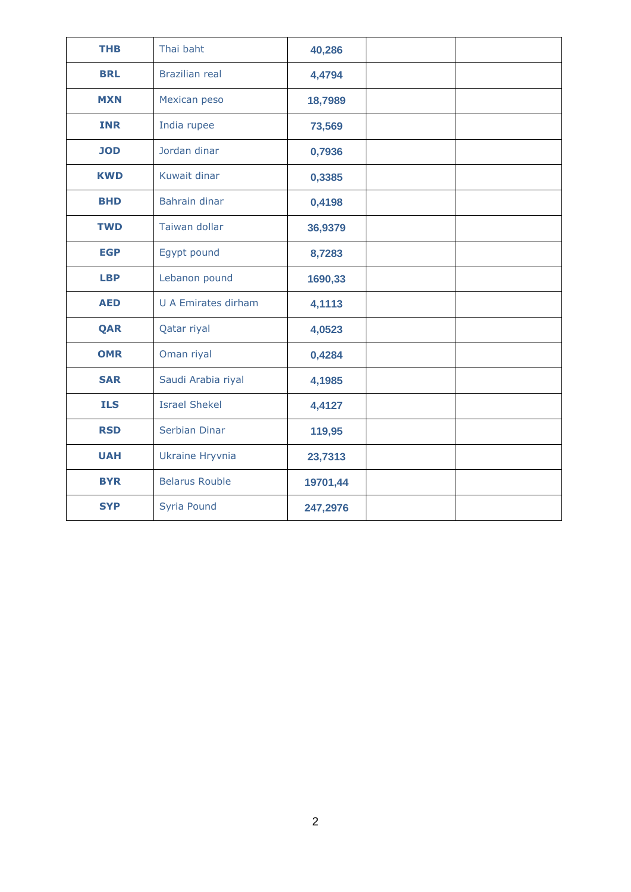| | | | | |
|---|---|---|---|---|
| **THB** | Thai baht | **40,286** | | |
| **BRL** | Brazilian real | **4,4794** | | |
| **MXN** | Mexican peso | **18,7989** | | |
| **INR** | India rupee | **73,569** | | |
| **JOD** | Jordan dinar | **0,7936** | | |
| **KWD** | Kuwait dinar | **0,3385** | | |
| **BHD** | Bahrain dinar | **0,4198** | | |
| **TWD** | Taiwan dollar | **36,9379** | | |
| **EGP** | Egypt pound | **8,7283** | | |
| **LBP** | Lebanon pound | **1690,33** | | |
| **AED** | U A Emirates dirham | **4,1113** | | |
| **QAR** | Qatar riyal | **4,0523** | | |
| **OMR** | Oman riyal | **0,4284** | | |
| **SAR** | Saudi Arabia riyal | **4,1985** | | |
| **ILS** | Israel Shekel | **4,4127** | | |
| **RSD** | Serbian Dinar | **119,95** | | |
| **UAH** | Ukraine Hryvnia | **23,7313** | | |
| **BYR** | Belarus Rouble | **19701,44** | | |
| **SYP** | Syria Pound | **247,2976** | | |